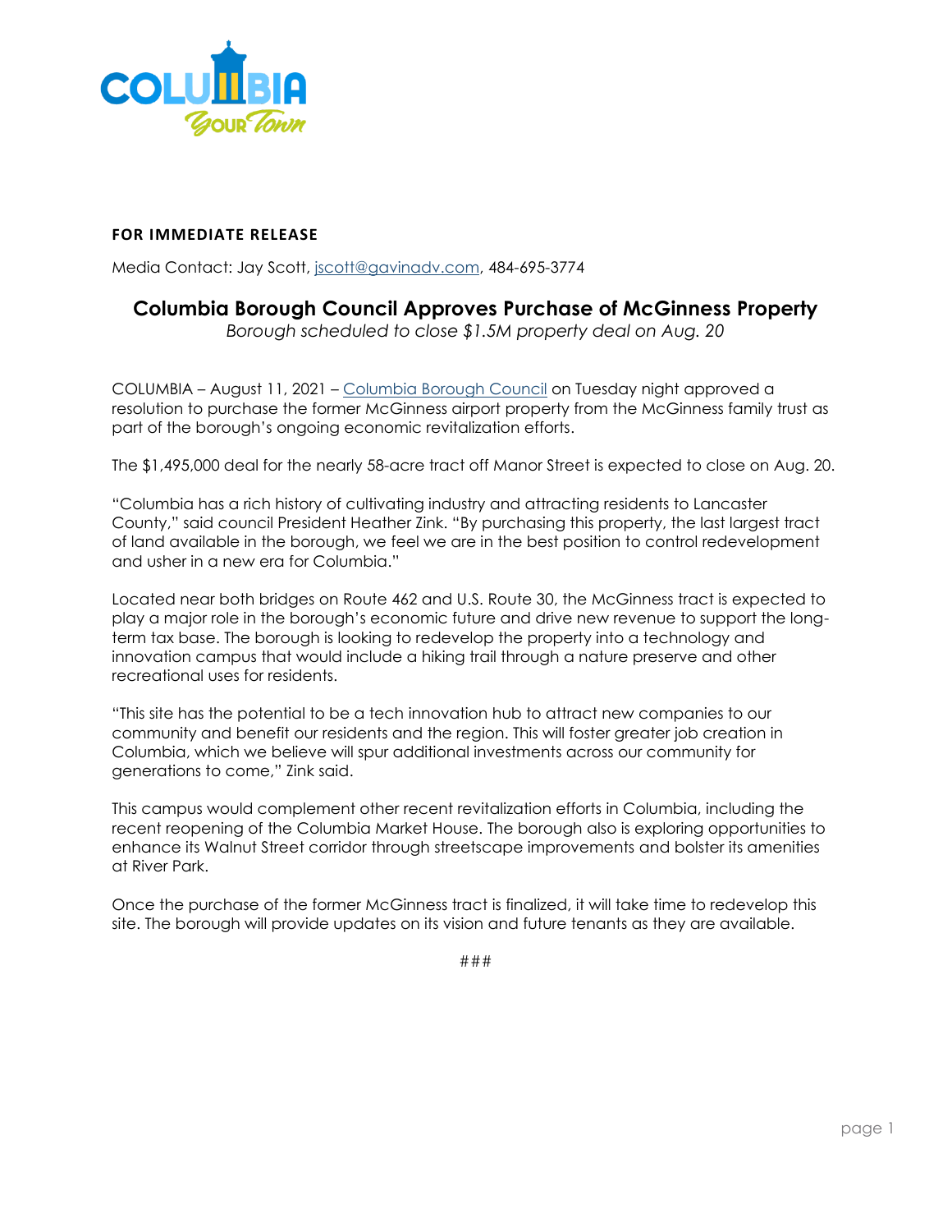**FOR IMMEDIATE RELEASE**

Media Contact: Jay Scott, [jscott@gavinadv.com](mailto:jscott@gavinadv.com), 484-695-3774

# Columbia Borough Council Approves Purchase of McGinness Property

*Borough scheduled to close $1.5M property deal on Aug. 20*

COLUMBIA – August 11, 2021 – [Columbia Borough Council](#) on Tuesday night approved a resolution to purchase the former McGinness airport property from the McGinness family trust as part of the borough's ongoing economic revitalization efforts.

The $1,495,000 deal for the nearly 58-acre tract off Manor Street is expected to close on Aug. 20.

"Columbia has a rich history of cultivating industry and attracting residents to Lancaster County," said council President Heather Zink. "By purchasing this property, the last largest tract of land available in the borough, we feel we are in the best position to control redevelopment and usher in a new era for Columbia."

Located near both bridges on Route 462 and U.S. Route 30, the McGinness tract is expected to play a major role in the borough's economic future and drive new revenue to support the long-term tax base. The borough is looking to redevelop the property into a technology and innovation campus that would include a hiking trail through a nature preserve and other recreational uses for residents.

"This site has the potential to be a tech innovation hub to attract new companies to our community and benefit our residents and the region. This will foster greater job creation in Columbia, which we believe will spur additional investments across our community for generations to come," Zink said.

This campus would complement other recent revitalization efforts in Columbia, including the recent reopening of the Columbia Market House. The borough also is exploring opportunities to enhance its Walnut Street corridor through streetscape improvements and bolster its amenities at River Park.

Once the purchase of the former McGinness tract is finalized, it will take time to redevelop this site. The borough will provide updates on its vision and future tenants as they are available.

###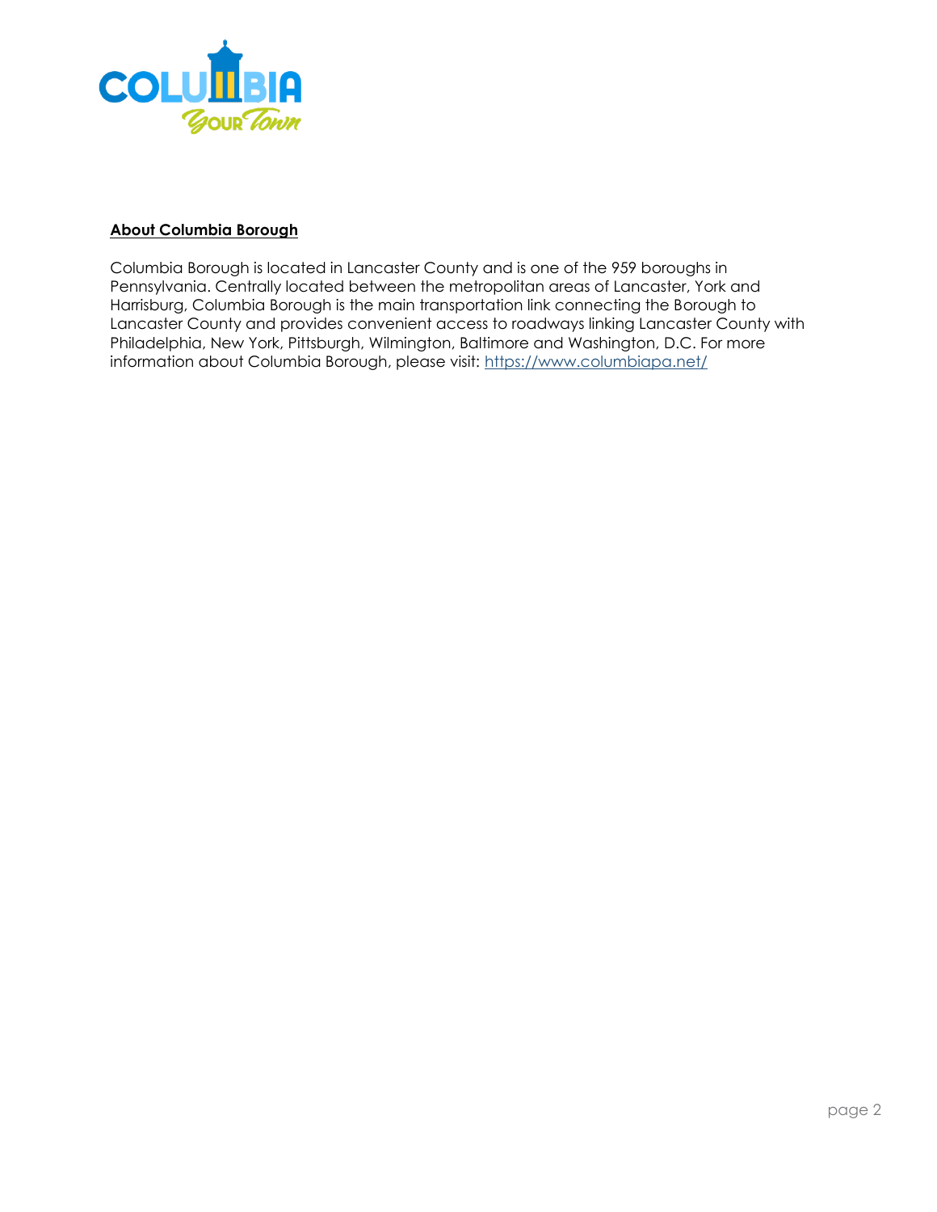**About Columbia Borough**

Columbia Borough is located in Lancaster County and is one of the 959 boroughs in Pennsylvania. Centrally located between the metropolitan areas of Lancaster, York and Harrisburg, Columbia Borough is the main transportation link connecting the Borough to Lancaster County and provides convenient access to roadways linking Lancaster County with Philadelphia, New York, Pittsburgh, Wilmington, Baltimore and Washington, D.C. For more information about Columbia Borough, please visit: https://www.columbiapa.net/